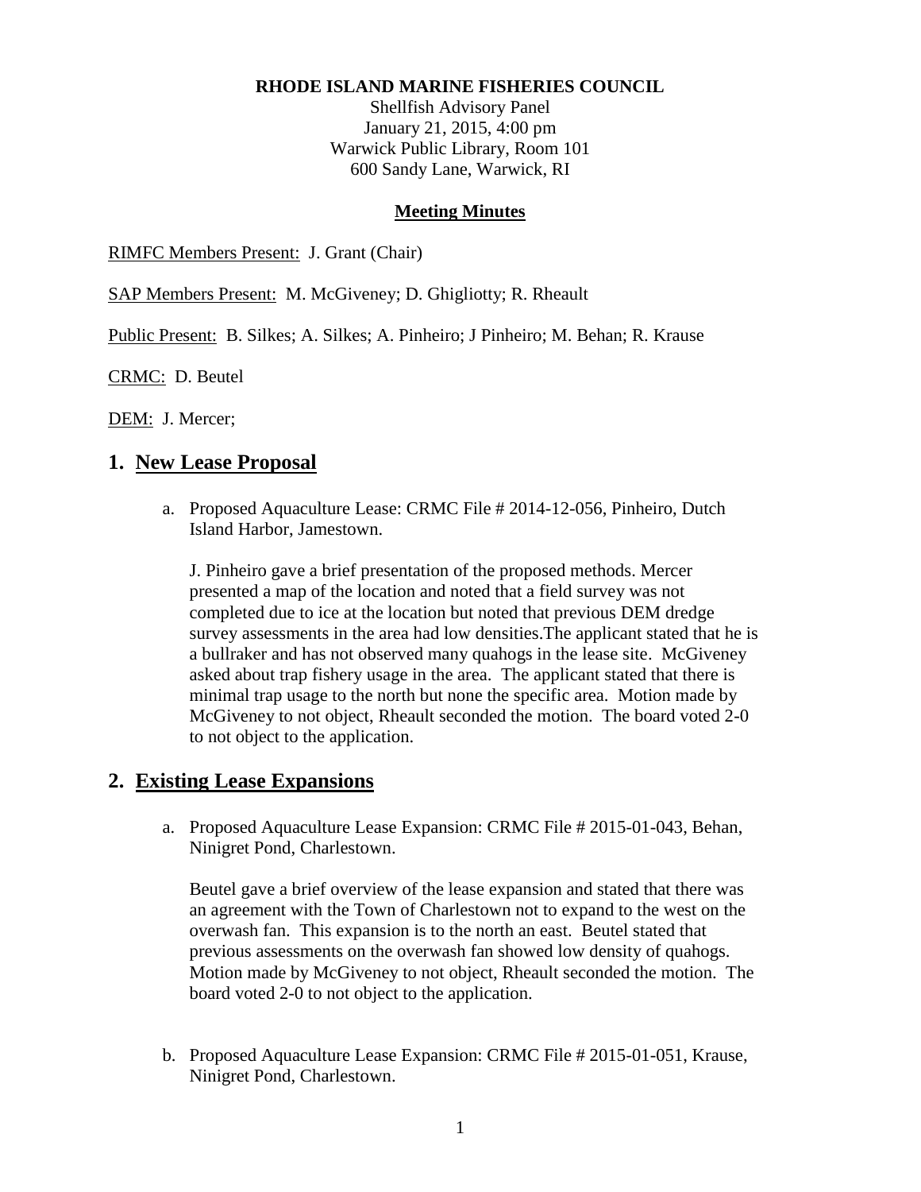**RHODE ISLAND MARINE FISHERIES COUNCIL**

Shellfish Advisory Panel
January 21, 2015, 4:00 pm
Warwick Public Library, Room 101
600 Sandy Lane, Warwick, RI

**Meeting Minutes**

RIMFC Members Present: J. Grant (Chair)

SAP Members Present: M. McGiveney; D. Ghigliotty; R. Rheault

Public Present: B. Silkes; A. Silkes; A. Pinheiro; J Pinheiro; M. Behan; R. Krause

CRMC: D. Beutel

DEM: J. Mercer;

## 1. New Lease Proposal

a. Proposed Aquaculture Lease: CRMC File # 2014-12-056, Pinheiro, Dutch Island Harbor, Jamestown.

   J. Pinheiro gave a brief presentation of the proposed methods. Mercer presented a map of the location and noted that a field survey was not completed due to ice at the location but noted that previous DEM dredge survey assessments in the area had low densities.The applicant stated that he is a bullraker and has not observed many quahogs in the lease site. McGiveney asked about trap fishery usage in the area. The applicant stated that there is minimal trap usage to the north but none the specific area. Motion made by McGiveney to not object, Rheault seconded the motion. The board voted 2-0 to not object to the application.

## 2. Existing Lease Expansions

a. Proposed Aquaculture Lease Expansion: CRMC File # 2015-01-043, Behan, Ninigret Pond, Charlestown.

   Beutel gave a brief overview of the lease expansion and stated that there was an agreement with the Town of Charlestown not to expand to the west on the overwash fan. This expansion is to the north an east. Beutel stated that previous assessments on the overwash fan showed low density of quahogs. Motion made by McGiveney to not object, Rheault seconded the motion. The board voted 2-0 to not object to the application.

b. Proposed Aquaculture Lease Expansion: CRMC File # 2015-01-051, Krause, Ninigret Pond, Charlestown.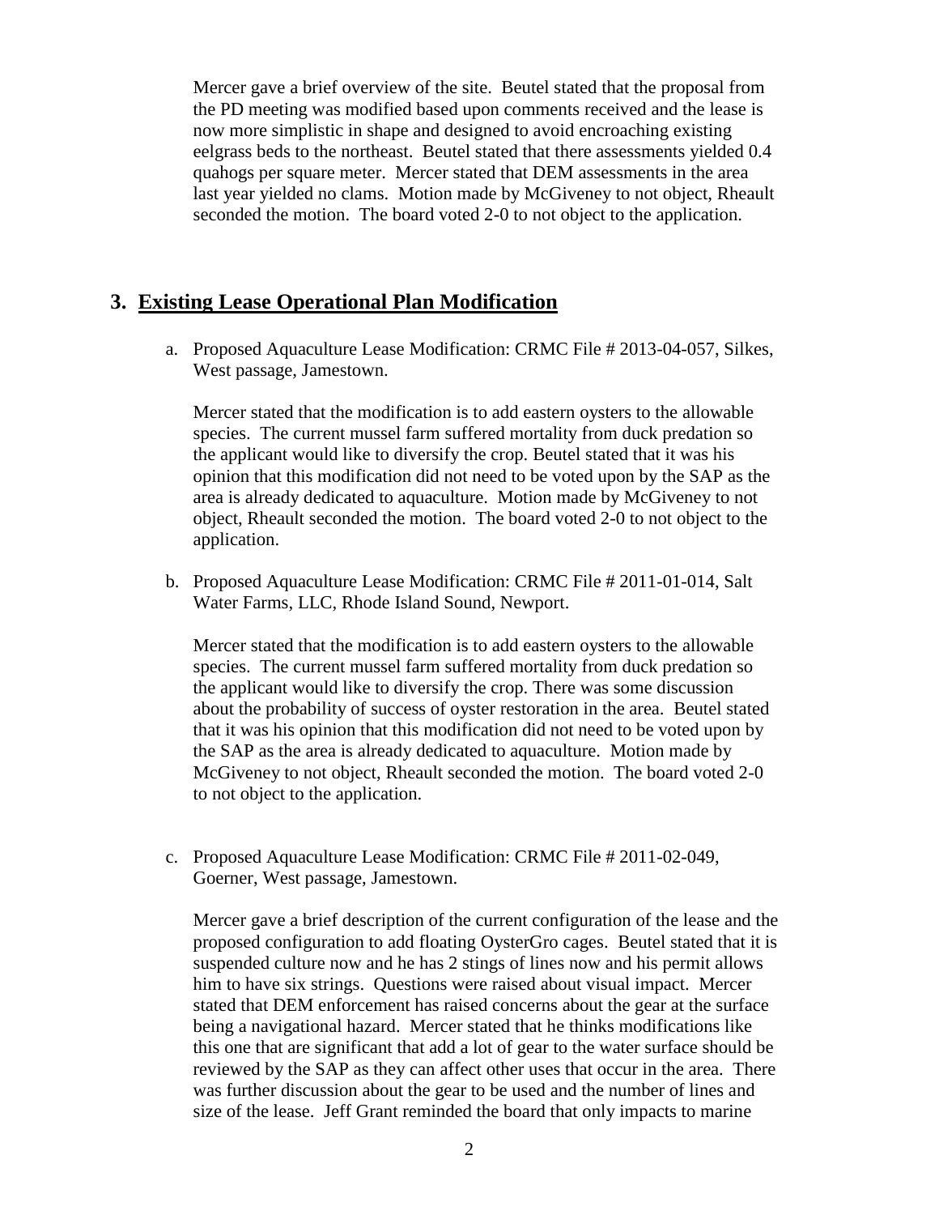Mercer gave a brief overview of the site. Beutel stated that the proposal from the PD meeting was modified based upon comments received and the lease is now more simplistic in shape and designed to avoid encroaching existing eelgrass beds to the northeast. Beutel stated that there assessments yielded 0.4 quahogs per square meter. Mercer stated that DEM assessments in the area last year yielded no clams. Motion made by McGiveney to not object, Rheault seconded the motion. The board voted 2-0 to not object to the application.

## 3. Existing Lease Operational Plan Modification

a. Proposed Aquaculture Lease Modification: CRMC File # 2013-04-057, Silkes, West passage, Jamestown.

   Mercer stated that the modification is to add eastern oysters to the allowable species. The current mussel farm suffered mortality from duck predation so the applicant would like to diversify the crop. Beutel stated that it was his opinion that this modification did not need to be voted upon by the SAP as the area is already dedicated to aquaculture. Motion made by McGiveney to not object, Rheault seconded the motion. The board voted 2-0 to not object to the application.

b. Proposed Aquaculture Lease Modification: CRMC File # 2011-01-014, Salt Water Farms, LLC, Rhode Island Sound, Newport.

   Mercer stated that the modification is to add eastern oysters to the allowable species. The current mussel farm suffered mortality from duck predation so the applicant would like to diversify the crop. There was some discussion about the probability of success of oyster restoration in the area. Beutel stated that it was his opinion that this modification did not need to be voted upon by the SAP as the area is already dedicated to aquaculture. Motion made by McGiveney to not object, Rheault seconded the motion. The board voted 2-0 to not object to the application.

c. Proposed Aquaculture Lease Modification: CRMC File # 2011-02-049, Goerner, West passage, Jamestown.

   Mercer gave a brief description of the current configuration of the lease and the proposed configuration to add floating OysterGro cages. Beutel stated that it is suspended culture now and he has 2 stings of lines now and his permit allows him to have six strings. Questions were raised about visual impact. Mercer stated that DEM enforcement has raised concerns about the gear at the surface being a navigational hazard. Mercer stated that he thinks modifications like this one that are significant that add a lot of gear to the water surface should be reviewed by the SAP as they can affect other uses that occur in the area. There was further discussion about the gear to be used and the number of lines and size of the lease. Jeff Grant reminded the board that only impacts to marine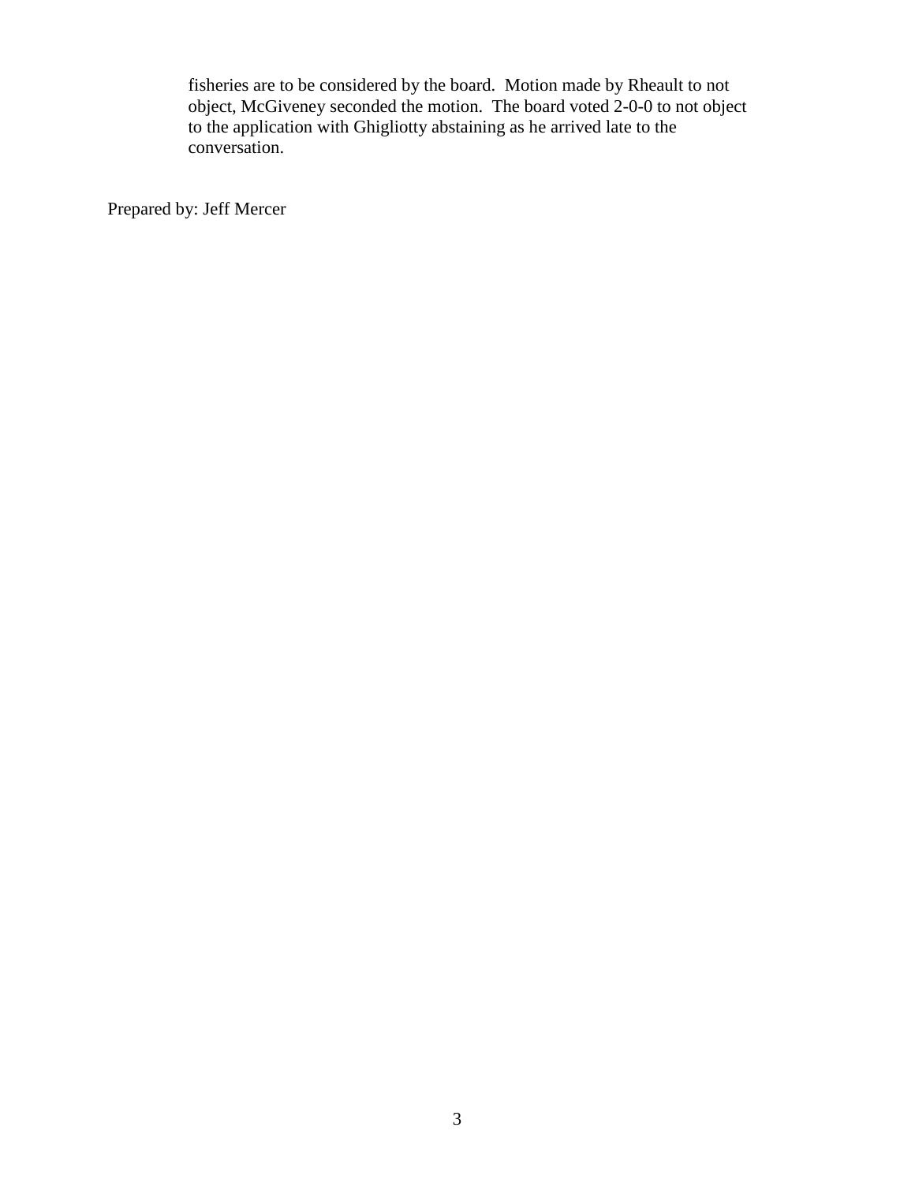fisheries are to be considered by the board. Motion made by Rheault to not object, McGiveney seconded the motion. The board voted 2-0-0 to not object to the application with Ghigliotty abstaining as he arrived late to the conversation.

Prepared by: Jeff Mercer